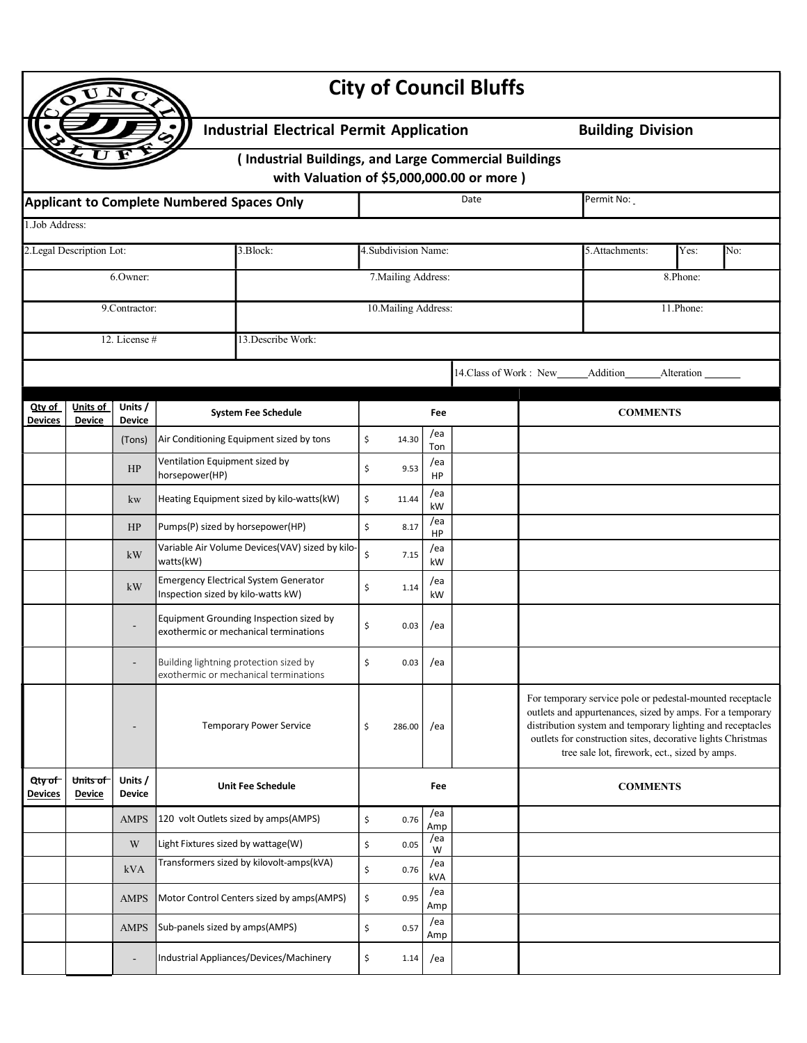# City of Council Bluffs

## Industrial Electrical Permit Application — Building Division

**( Industrial Buildings, and Large Commercial Buildings with Valuation of $5,000,000.00 or more )**

| **Applicant to Complete Numbered Spaces Only** | | Date | | Permit No: | |
|---|---|---|---|---|---|
| 1.Job Address: | | | | | |
| 2.Legal Description Lot: | 3.Block: | 4.Subdivision Name: | | 5.Attachments: | Yes: No: |
| 6.Owner: | 7.Mailing Address: | | | 8.Phone: | |
| 9.Contractor: | 10.Mailing Address: | | | 11.Phone: | |
| 12. License # | 13.Describe Work: | | | | |
| | | | 14.Class of Work : New______Addition______Alteration ______ | | |

| Qty of Devices | Units of Device | Units / Device | System Fee Schedule | Fee | | | COMMENTS |
|---|---|---|---|---|---|---|---|
| | | (Tons) | Air Conditioning Equipment sized by tons | $ 14.30 | /ea Ton | | |
| | | HP | Ventilation Equipment sized by horsepower(HP) | $ 9.53 | /ea HP | | |
| | | kw | Heating Equipment sized by kilo-watts(kW) | $ 11.44 | /ea kW | | |
| | | HP | Pumps(P) sized by horsepower(HP) | $ 8.17 | /ea HP | | |
| | | kW | Variable Air Volume Devices(VAV) sized by kilo-watts(kW) | $ 7.15 | /ea kW | | |
| | | kW | Emergency Electrical System Generator Inspection sized by kilo-watts kW) | $ 1.14 | /ea kW | | |
| | | - | Equipment Grounding Inspection sized by exothermic or mechanical terminations | $ 0.03 | /ea | | |
| | | - | Building lightning protection sized by exothermic or mechanical terminations | $ 0.03 | /ea | | |
| | | - | Temporary Power Service | $ 286.00 | /ea | | For temporary service pole or pedestal-mounted receptacle outlets and appurtenances, sized by amps. For a temporary distribution system and temporary lighting and receptacles outlets for construction sites, decorative lights Christmas tree sale lot, firework, ect., sized by amps. |

| Qty of Devices | Units of Device | Units / Device | Unit Fee Schedule | Fee | | | COMMENTS |
|---|---|---|---|---|---|---|---|
| | | AMPS | 120 volt Outlets sized by amps(AMPS) | $ 0.76 | /ea Amp | | |
| | | W | Light Fixtures sized by wattage(W) | $ 0.05 | /ea W | | |
| | | kVA | Transformers sized by kilovolt-amps(kVA) | $ 0.76 | /ea kVA | | |
| | | AMPS | Motor Control Centers sized by amps(AMPS) | $ 0.95 | /ea Amp | | |
| | | AMPS | Sub-panels sized by amps(AMPS) | $ 0.57 | /ea Amp | | |
| | | - | Industrial Appliances/Devices/Machinery | $ 1.14 | /ea | | |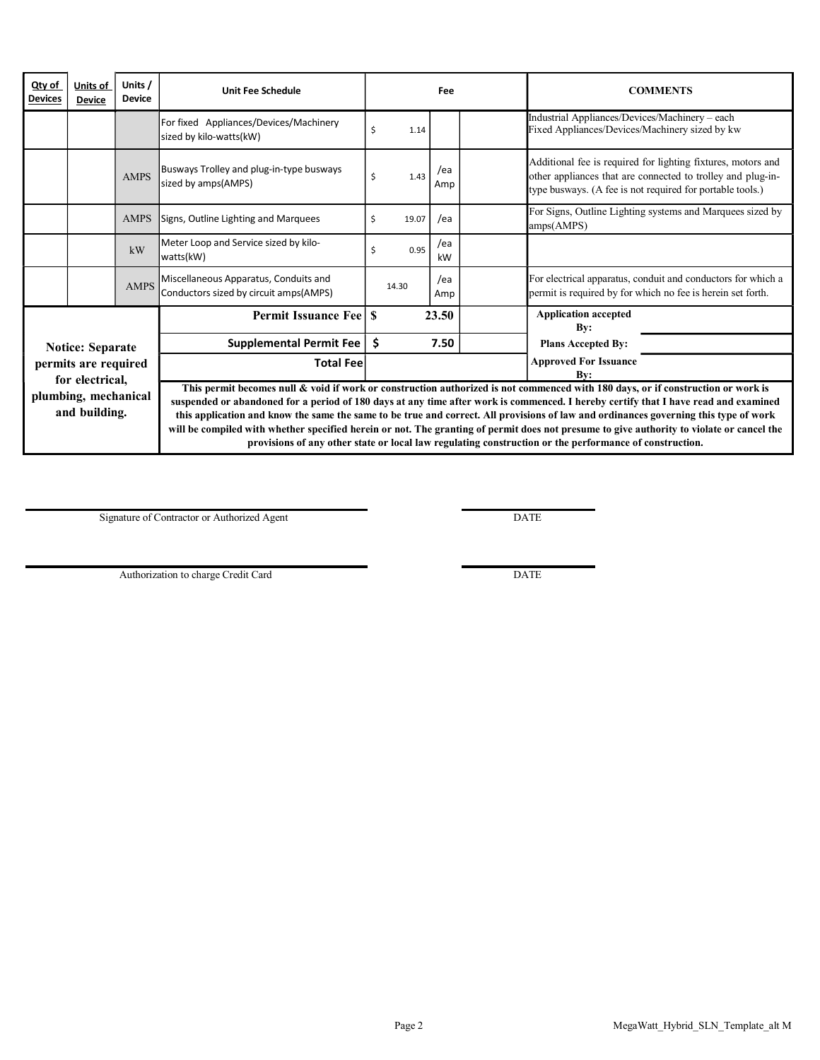| Qty of Devices | Units of Device | Units / Device | Unit Fee Schedule | Fee | | | COMMENTS |
|---|---|---|---|---|---|---|---|
| | | | For fixed Appliances/Devices/Machinery sized by kilo-watts(kW) | $ 1.14 | | | Industrial Appliances/Devices/Machinery – each Fixed Appliances/Devices/Machinery sized by kw |
| | | AMPS | Busways Trolley and plug-in-type busways sized by amps(AMPS) | $ 1.43 | /ea Amp | | Additional fee is required for lighting fixtures, motors and other appliances that are connected to trolley and plug-in-type busways. (A fee is not required for portable tools.) |
| | | AMPS | Signs, Outline Lighting and Marquees | $ 19.07 | /ea | | For Signs, Outline Lighting systems and Marquees sized by amps(AMPS) |
| | | kW | Meter Loop and Service sized by kilo-watts(kW) | $ 0.95 | /ea kW | | |
| | | AMPS | Miscellaneous Apparatus, Conduits and Conductors sized by circuit amps(AMPS) | 14.30 | /ea Amp | | For electrical apparatus, conduit and conductors for which a permit is required by for which no fee is herein set forth. |
| **Notice: Separate permits are required for electrical, plumbing, mechanical and building.** | | | **Permit Issuance Fee** | **$ 23.50** | | | **Application accepted By:** |
| | | | **Supplemental Permit Fee** | **$ 7.50** | | | **Plans Accepted By:** |
| | | | **Total Fee** | | | | **Approved For Issuance By:** |

**This permit becomes null & void if work or construction authorized is not commenced with 180 days, or if construction or work is suspended or abandoned for a period of 180 days at any time after work is commenced. I hereby certify that I have read and examined this application and know the same the same to be true and correct. All provisions of law and ordinances governing this type of work will be compiled with whether specified herein or not. The granting of permit does not presume to give authority to violate or cancel the provisions of any other state or local law regulating construction or the performance of construction.**

Signature of Contractor or Authorized Agent ____________________ DATE ____________

Authorization to charge Credit Card ____________________ DATE ____________

MegaWatt_Hybrid_SLN_Template_alt M